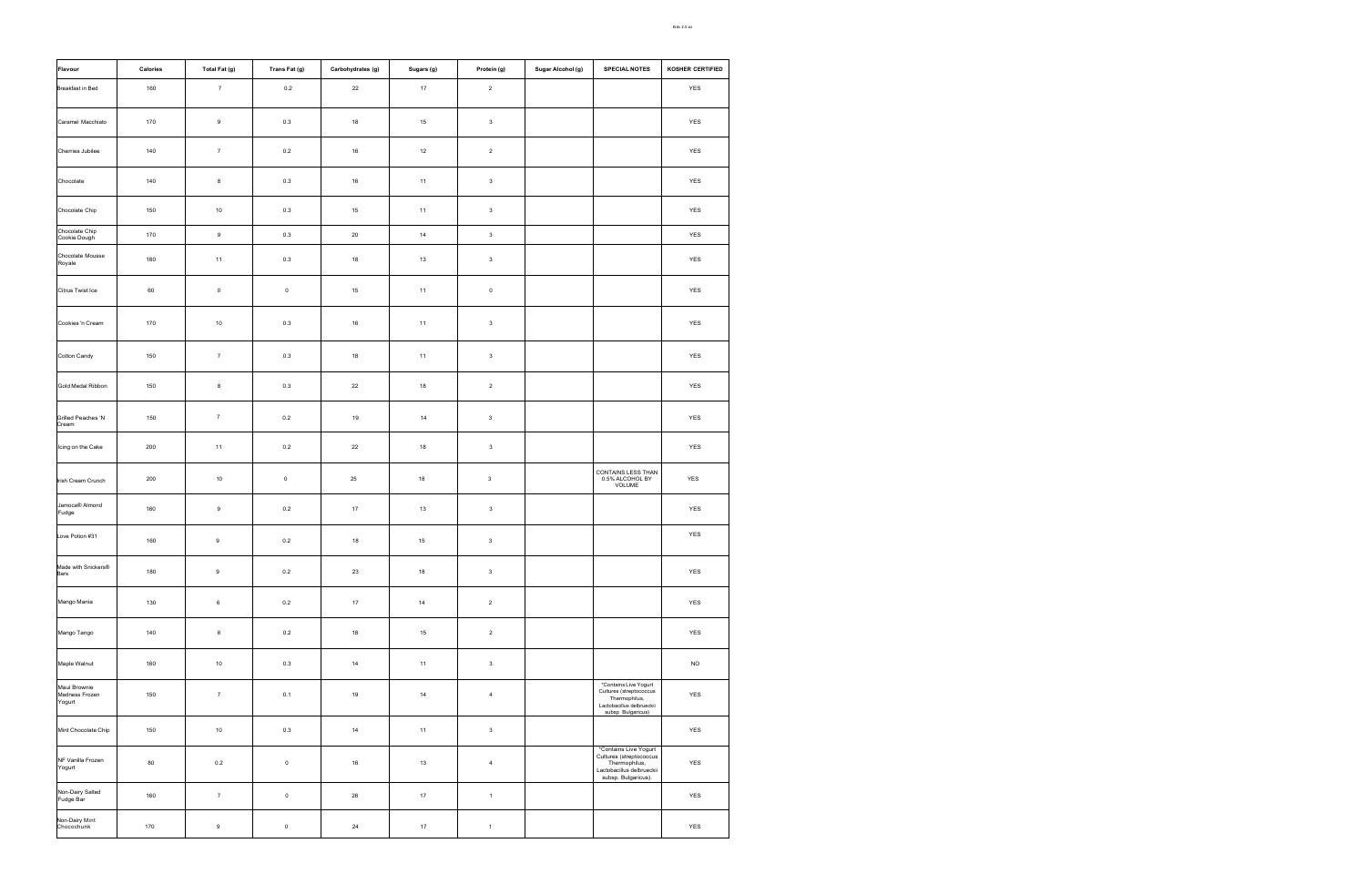Kids 2.5 oz

| Flavour | Calories | Total Fat (g) | Trans Fat (g) | Carbohydrates (g) | Sugars (g) | Protein (g) | Sugar Alcohol (g) | SPECIAL NOTES | KOSHER CERTIFIED |
|---|---|---|---|---|---|---|---|---|---|
| Breakfast in Bed | 160 | 7 | 0.2 | 22 | 17 | 2 | | | YES |
| Caramel Macchiato | 170 | 9 | 0.3 | 18 | 15 | 3 | | | YES |
| Cherries Jubilee | 140 | 7 | 0.2 | 16 | 12 | 2 | | | YES |
| Chocolate | 140 | 8 | 0.3 | 16 | 11 | 3 | | | YES |
| Chocolate Chip | 150 | 10 | 0.3 | 15 | 11 | 3 | | | YES |
| Chocolate Chip Cookie Dough | 170 | 9 | 0.3 | 20 | 14 | 3 | | | YES |
| Chocolate Mousse Royale | 180 | 11 | 0.3 | 18 | 13 | 3 | | | YES |
| Citrus Twist Ice | 60 | 0 | 0 | 15 | 11 | 0 | | | YES |
| Cookies 'n Cream | 170 | 10 | 0.3 | 16 | 11 | 3 | | | YES |
| Cotton Candy | 150 | 7 | 0.3 | 18 | 11 | 3 | | | YES |
| Gold Medal Ribbon | 150 | 8 | 0.3 | 22 | 18 | 2 | | | YES |
| Grilled Peaches 'N Cream | 150 | 7 | 0.2 | 19 | 14 | 3 | | | YES |
| Icing on the Cake | 200 | 11 | 0.2 | 22 | 18 | 3 | | | YES |
| Irish Cream Crunch | 200 | 10 | 0 | 25 | 18 | 3 | | CONTAINS LESS THAN 0.5% ALCOHOL BY VOLUME | YES |
| Jamoca® Almond Fudge | 160 | 9 | 0.2 | 17 | 13 | 3 | | | YES |
| Love Potion #31 | 160 | 9 | 0.2 | 18 | 15 | 3 | | | YES |
| Made with Snickers® Bars | 180 | 9 | 0.2 | 23 | 18 | 3 | | | YES |
| Mango Mania | 130 | 6 | 0.2 | 17 | 14 | 2 | | | YES |
| Mango Tango | 140 | 6 | 0.2 | 18 | 15 | 2 | | | YES |
| Maple Walnut | 160 | 10 | 0.3 | 14 | 11 | 3 | | | NO |
| Maui Brownie Madness Frozen Yogurt | 150 | 7 | 0.1 | 19 | 14 | 4 | | *Contains Live Yogurt Cultures (streptococcus Thermophilus, Lactobacillus delbrueckii subsp. Bulgaricus) | YES |
| Mint Chocolate Chip | 150 | 10 | 0.3 | 14 | 11 | 3 | | | YES |
| NF Vanilla Frozen Yogurt | 80 | 0.2 | 0 | 16 | 13 | 4 | | *Contains Live Yogurt Cultures (streptococcus Thermophilus, Lactobacillus delbrueckii subsp. Bulgaricus). | YES |
| Non-Dairy Salted Fudge Bar | 160 | 7 | 0 | 26 | 17 | 1 | | | YES |
| Non-Dairy Mint Chocochunk | 170 | 9 | 0 | 24 | 17 | 1 | | | YES |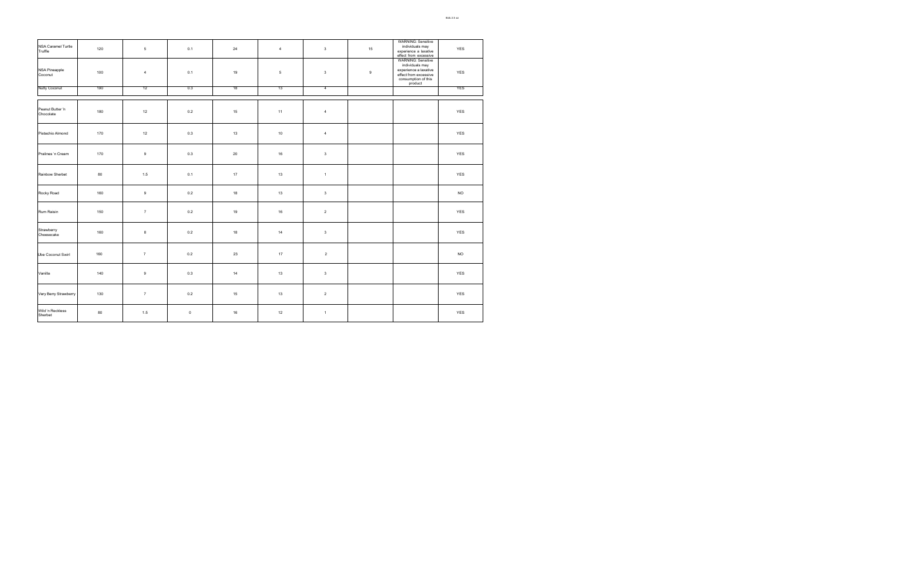Kids 2.5 oz

| | | | | | | | | | |
|---|---|---|---|---|---|---|---|---|---|
| NSA Caramel Turtle Truffle | 120 | 5 | 0.1 | 24 | 4 | 3 | 15 | WARNING: Sensitive individuals may experience a laxative effect from excessive | YES |
| NSA Pineapple Coconut | 100 | 4 | 0.1 | 19 | 5 | 3 | 9 | WARNING: Sensitive individuals may experience a laxative effect from excessive consumption of this product | YES |
| Nutty Coconut | 190 | 12 | 0.3 | 18 | 13 | 4 | | | YES |
| Peanut Butter 'n Chocolate | 180 | 12 | 0.2 | 15 | 11 | 4 | | | YES |
| Pistachio Almond | 170 | 12 | 0.3 | 13 | 10 | 4 | | | YES |
| Pralines 'n Cream | 170 | 9 | 0.3 | 20 | 16 | 3 | | | YES |
| Rainbow Sherbet | 80 | 1.5 | 0.1 | 17 | 13 | 1 | | | YES |
| Rocky Road | 160 | 9 | 0.2 | 18 | 13 | 3 | | | NO |
| Rum Raisin | 150 | 7 | 0.2 | 19 | 16 | 2 | | | YES |
| Strawberry Cheesecake | 160 | 8 | 0.2 | 18 | 14 | 3 | | | YES |
| Ube Coconut Swirl | 160 | 7 | 0.2 | 23 | 17 | 2 | | | NO |
| Vanilla | 140 | 9 | 0.3 | 14 | 13 | 3 | | | YES |
| Very Berry Strawberry | 130 | 7 | 0.2 | 15 | 13 | 2 | | | YES |
| Wild 'n Reckless Sherbet | 80 | 1.5 | 0 | 16 | 12 | 1 | | | YES |